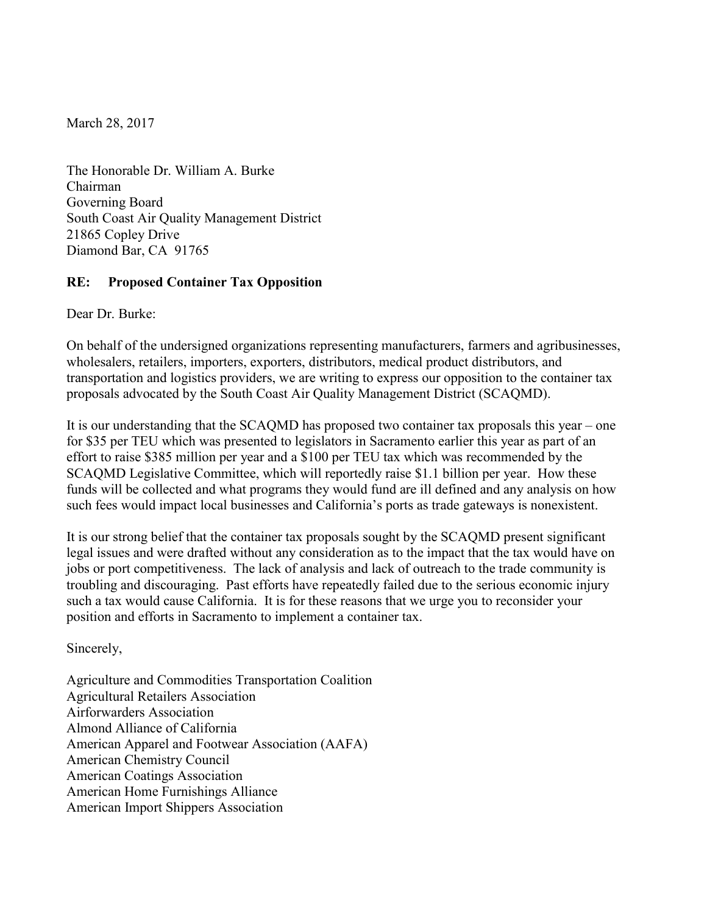March 28, 2017

The Honorable Dr. William A. Burke
Chairman
Governing Board
South Coast Air Quality Management District
21865 Copley Drive
Diamond Bar, CA 91765

**RE: Proposed Container Tax Opposition**

Dear Dr. Burke:

On behalf of the undersigned organizations representing manufacturers, farmers and agribusinesses, wholesalers, retailers, importers, exporters, distributors, medical product distributors, and transportation and logistics providers, we are writing to express our opposition to the container tax proposals advocated by the South Coast Air Quality Management District (SCAQMD).

It is our understanding that the SCAQMD has proposed two container tax proposals this year – one for $35 per TEU which was presented to legislators in Sacramento earlier this year as part of an effort to raise $385 million per year and a $100 per TEU tax which was recommended by the SCAQMD Legislative Committee, which will reportedly raise $1.1 billion per year. How these funds will be collected and what programs they would fund are ill defined and any analysis on how such fees would impact local businesses and California's ports as trade gateways is nonexistent.

It is our strong belief that the container tax proposals sought by the SCAQMD present significant legal issues and were drafted without any consideration as to the impact that the tax would have on jobs or port competitiveness. The lack of analysis and lack of outreach to the trade community is troubling and discouraging. Past efforts have repeatedly failed due to the serious economic injury such a tax would cause California. It is for these reasons that we urge you to reconsider your position and efforts in Sacramento to implement a container tax.

Sincerely,

Agriculture and Commodities Transportation Coalition
Agricultural Retailers Association
Airforwarders Association
Almond Alliance of California
American Apparel and Footwear Association (AAFA)
American Chemistry Council
American Coatings Association
American Home Furnishings Alliance
American Import Shippers Association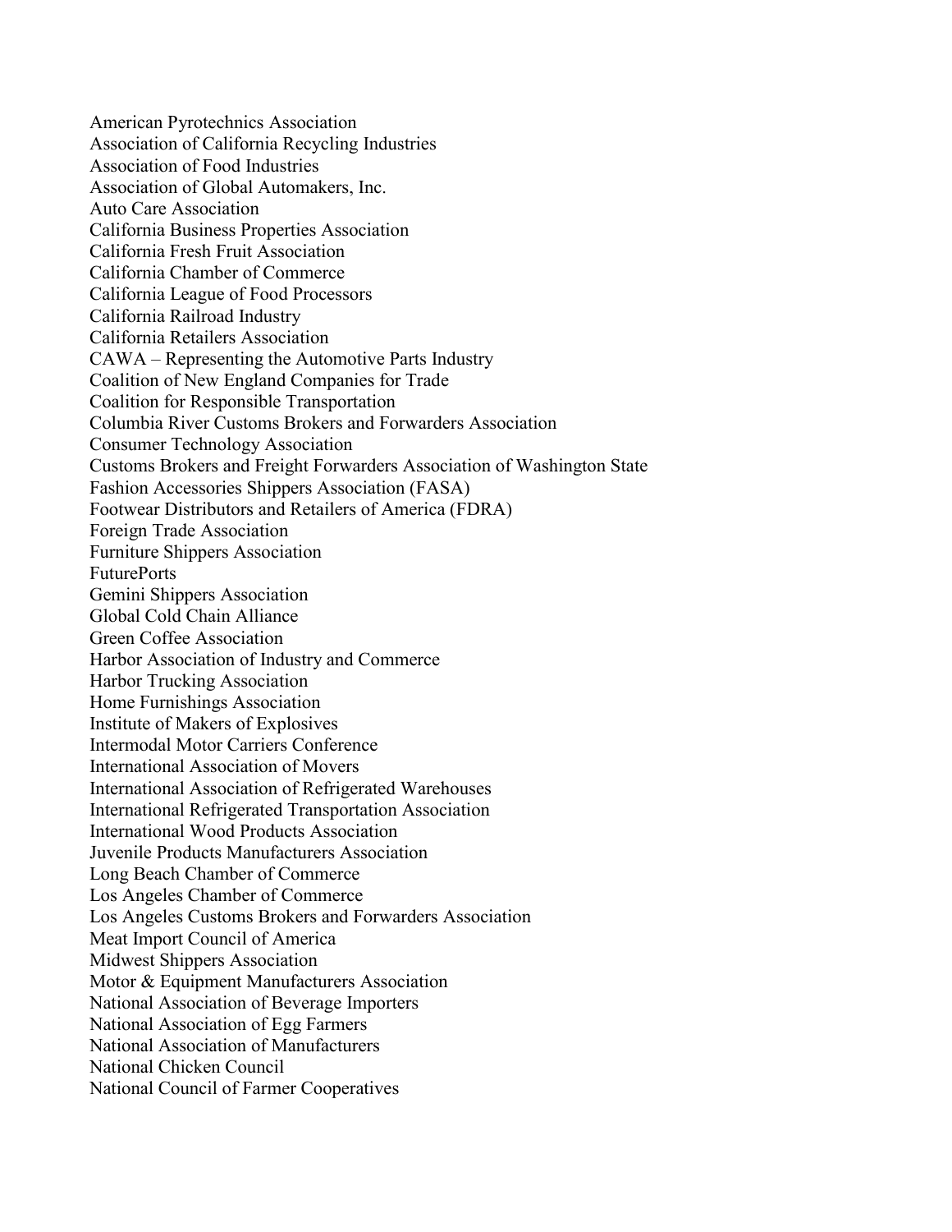American Pyrotechnics Association
Association of California Recycling Industries
Association of Food Industries
Association of Global Automakers, Inc.
Auto Care Association
California Business Properties Association
California Fresh Fruit Association
California Chamber of Commerce
California League of Food Processors
California Railroad Industry
California Retailers Association
CAWA – Representing the Automotive Parts Industry
Coalition of New England Companies for Trade
Coalition for Responsible Transportation
Columbia River Customs Brokers and Forwarders Association
Consumer Technology Association
Customs Brokers and Freight Forwarders Association of Washington State
Fashion Accessories Shippers Association (FASA)
Footwear Distributors and Retailers of America (FDRA)
Foreign Trade Association
Furniture Shippers Association
FuturePorts
Gemini Shippers Association
Global Cold Chain Alliance
Green Coffee Association
Harbor Association of Industry and Commerce
Harbor Trucking Association
Home Furnishings Association
Institute of Makers of Explosives
Intermodal Motor Carriers Conference
International Association of Movers
International Association of Refrigerated Warehouses
International Refrigerated Transportation Association
International Wood Products Association
Juvenile Products Manufacturers Association
Long Beach Chamber of Commerce
Los Angeles Chamber of Commerce
Los Angeles Customs Brokers and Forwarders Association
Meat Import Council of America
Midwest Shippers Association
Motor & Equipment Manufacturers Association
National Association of Beverage Importers
National Association of Egg Farmers
National Association of Manufacturers
National Chicken Council
National Council of Farmer Cooperatives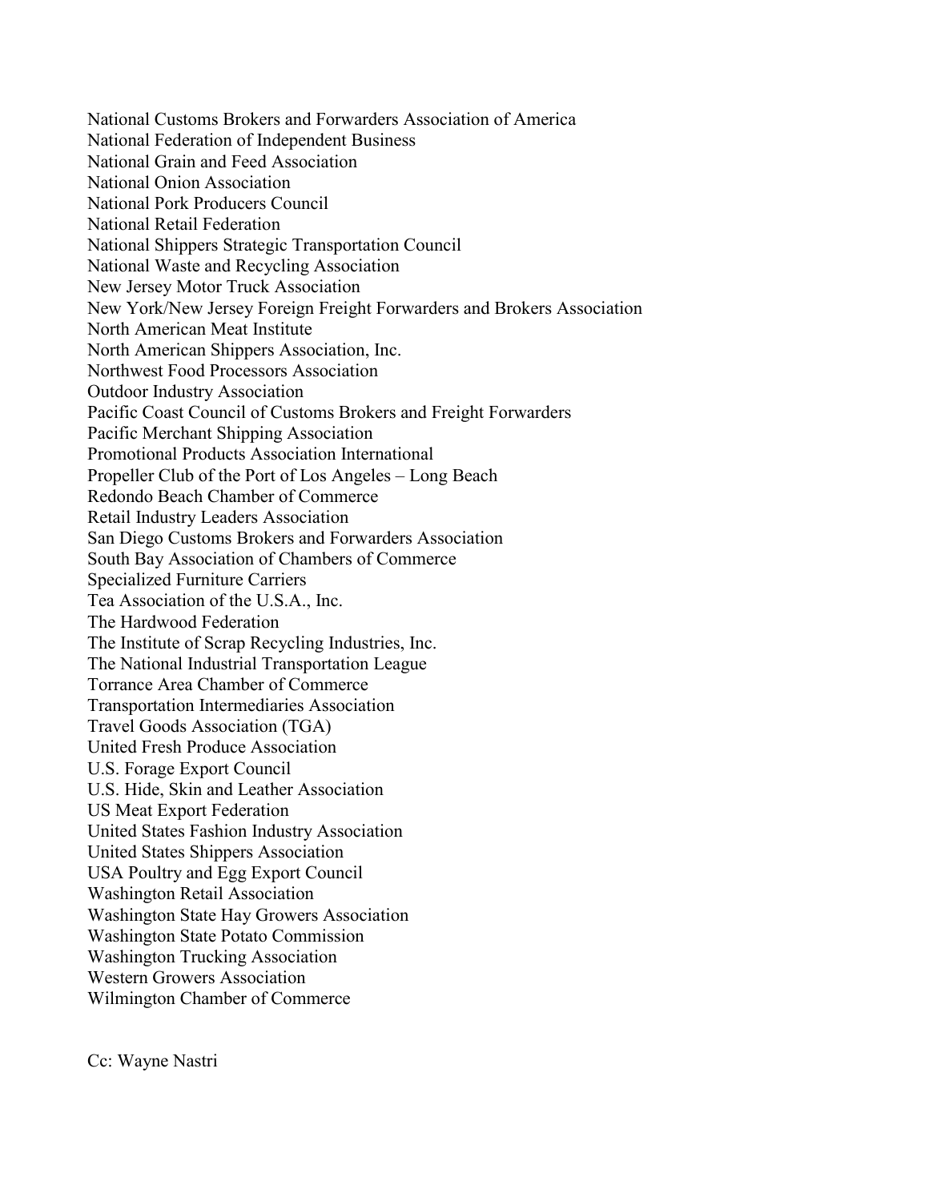National Customs Brokers and Forwarders Association of America
National Federation of Independent Business
National Grain and Feed Association
National Onion Association
National Pork Producers Council
National Retail Federation
National Shippers Strategic Transportation Council
National Waste and Recycling Association
New Jersey Motor Truck Association
New York/New Jersey Foreign Freight Forwarders and Brokers Association
North American Meat Institute
North American Shippers Association, Inc.
Northwest Food Processors Association
Outdoor Industry Association
Pacific Coast Council of Customs Brokers and Freight Forwarders
Pacific Merchant Shipping Association
Promotional Products Association International
Propeller Club of the Port of Los Angeles – Long Beach
Redondo Beach Chamber of Commerce
Retail Industry Leaders Association
San Diego Customs Brokers and Forwarders Association
South Bay Association of Chambers of Commerce
Specialized Furniture Carriers
Tea Association of the U.S.A., Inc.
The Hardwood Federation
The Institute of Scrap Recycling Industries, Inc.
The National Industrial Transportation League
Torrance Area Chamber of Commerce
Transportation Intermediaries Association
Travel Goods Association (TGA)
United Fresh Produce Association
U.S. Forage Export Council
U.S. Hide, Skin and Leather Association
US Meat Export Federation
United States Fashion Industry Association
United States Shippers Association
USA Poultry and Egg Export Council
Washington Retail Association
Washington State Hay Growers Association
Washington State Potato Commission
Washington Trucking Association
Western Growers Association
Wilmington Chamber of Commerce

Cc: Wayne Nastri